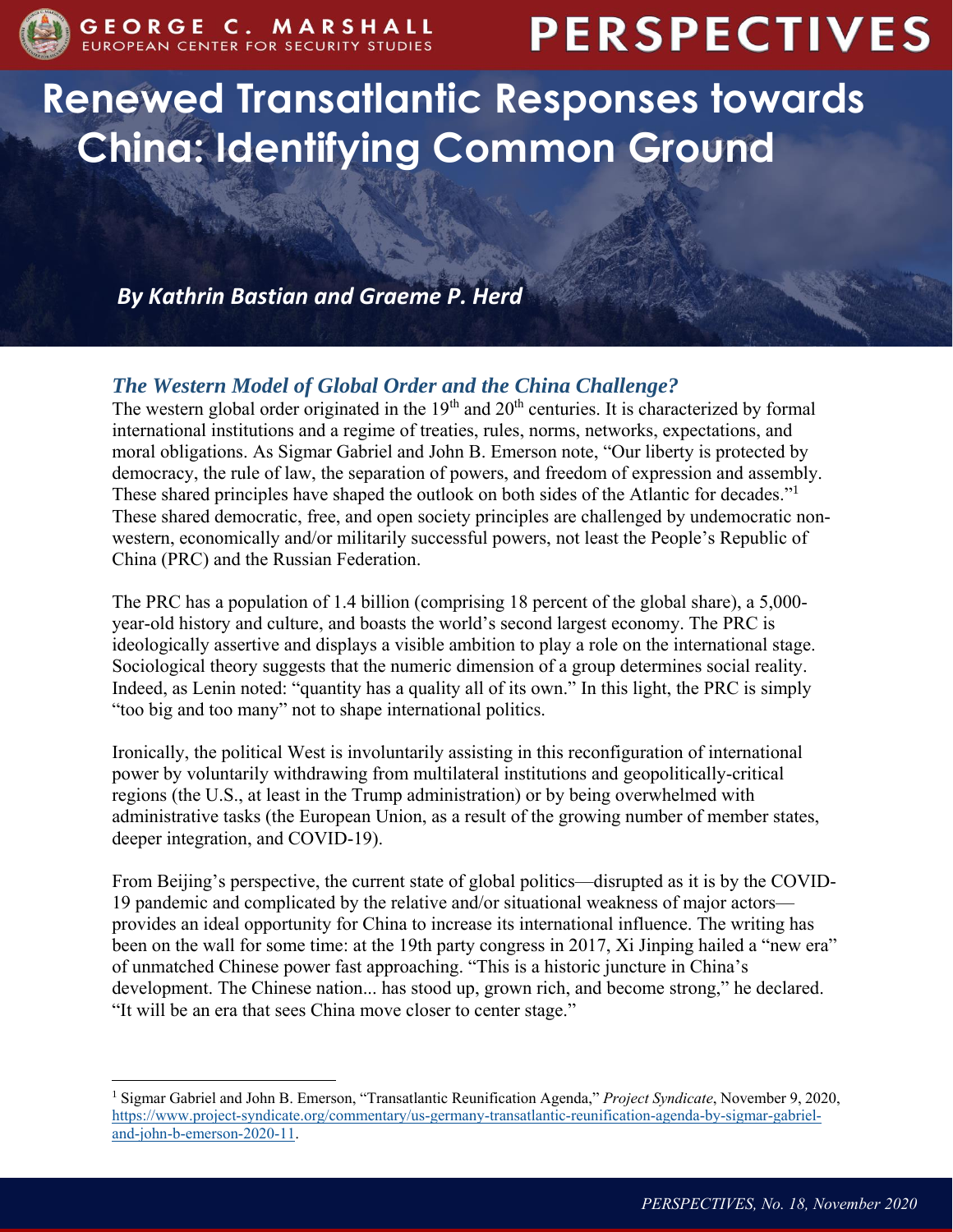# Renewed Transatlantic Responses towards China: Identifying Common Ground

*By Kathrin Bastian and Graeme P. Herd*

## *The Western Model of Global Order and the China Challenge?*

The western global order originated in the 19th and 20th centuries. It is characterized by formal international institutions and a regime of treaties, rules, norms, networks, expectations, and moral obligations. As Sigmar Gabriel and John B. Emerson note, "Our liberty is protected by democracy, the rule of law, the separation of powers, and freedom of expression and assembly. These shared principles have shaped the outlook on both sides of the Atlantic for decades."[1] These shared democratic, free, and open society principles are challenged by undemocratic non-western, economically and/or militarily successful powers, not least the People's Republic of China (PRC) and the Russian Federation.

The PRC has a population of 1.4 billion (comprising 18 percent of the global share), a 5,000-year-old history and culture, and boasts the world's second largest economy. The PRC is ideologically assertive and displays a visible ambition to play a role on the international stage. Sociological theory suggests that the numeric dimension of a group determines social reality. Indeed, as Lenin noted: "quantity has a quality all of its own." In this light, the PRC is simply "too big and too many" not to shape international politics.

Ironically, the political West is involuntarily assisting in this reconfiguration of international power by voluntarily withdrawing from multilateral institutions and geopolitically-critical regions (the U.S., at least in the Trump administration) or by being overwhelmed with administrative tasks (the European Union, as a result of the growing number of member states, deeper integration, and COVID-19).

From Beijing's perspective, the current state of global politics—disrupted as it is by the COVID-19 pandemic and complicated by the relative and/or situational weakness of major actors—provides an ideal opportunity for China to increase its international influence. The writing has been on the wall for some time: at the 19th party congress in 2017, Xi Jinping hailed a "new era" of unmatched Chinese power fast approaching. "This is a historic juncture in China's development. The Chinese nation... has stood up, grown rich, and become strong," he declared. "It will be an era that sees China move closer to center stage."

[1] Sigmar Gabriel and John B. Emerson, "Transatlantic Reunification Agenda," *Project Syndicate*, November 9, 2020, https://www.project-syndicate.org/commentary/us-germany-transatlantic-reunification-agenda-by-sigmar-gabriel-and-john-b-emerson-2020-11.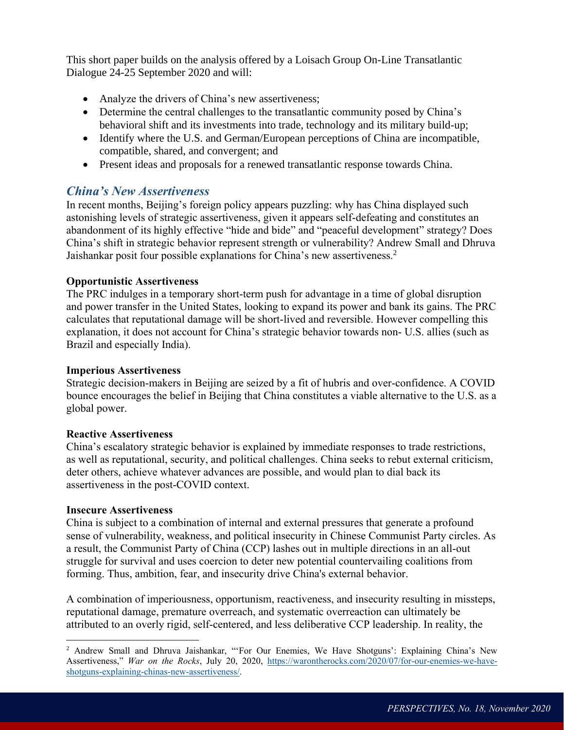This short paper builds on the analysis offered by a Loisach Group On-Line Transatlantic Dialogue 24-25 September 2020 and will:

- Analyze the drivers of China's new assertiveness;
- Determine the central challenges to the transatlantic community posed by China's behavioral shift and its investments into trade, technology and its military build-up;
- Identify where the U.S. and German/European perceptions of China are incompatible, compatible, shared, and convergent; and
- Present ideas and proposals for a renewed transatlantic response towards China.

## *China's New Assertiveness*

In recent months, Beijing's foreign policy appears puzzling: why has China displayed such astonishing levels of strategic assertiveness, given it appears self-defeating and constitutes an abandonment of its highly effective "hide and bide" and "peaceful development" strategy? Does China's shift in strategic behavior represent strength or vulnerability? Andrew Small and Dhruva Jaishankar posit four possible explanations for China's new assertiveness.[2]

**Opportunistic Assertiveness**

The PRC indulges in a temporary short-term push for advantage in a time of global disruption and power transfer in the United States, looking to expand its power and bank its gains. The PRC calculates that reputational damage will be short-lived and reversible. However compelling this explanation, it does not account for China's strategic behavior towards non- U.S. allies (such as Brazil and especially India).

**Imperious Assertiveness**

Strategic decision-makers in Beijing are seized by a fit of hubris and over-confidence. A COVID bounce encourages the belief in Beijing that China constitutes a viable alternative to the U.S. as a global power.

**Reactive Assertiveness**

China's escalatory strategic behavior is explained by immediate responses to trade restrictions, as well as reputational, security, and political challenges. China seeks to rebut external criticism, deter others, achieve whatever advances are possible, and would plan to dial back its assertiveness in the post-COVID context.

**Insecure Assertiveness**

China is subject to a combination of internal and external pressures that generate a profound sense of vulnerability, weakness, and political insecurity in Chinese Communist Party circles. As a result, the Communist Party of China (CCP) lashes out in multiple directions in an all-out struggle for survival and uses coercion to deter new potential countervailing coalitions from forming. Thus, ambition, fear, and insecurity drive China's external behavior.

A combination of imperiousness, opportunism, reactiveness, and insecurity resulting in missteps, reputational damage, premature overreach, and systematic overreaction can ultimately be attributed to an overly rigid, self-centered, and less deliberative CCP leadership. In reality, the

---

[2] Andrew Small and Dhruva Jaishankar, "'For Our Enemies, We Have Shotguns': Explaining China's New Assertiveness," *War on the Rocks*, July 20, 2020, https://warontherocks.com/2020/07/for-our-enemies-we-have-shotguns-explaining-chinas-new-assertiveness/.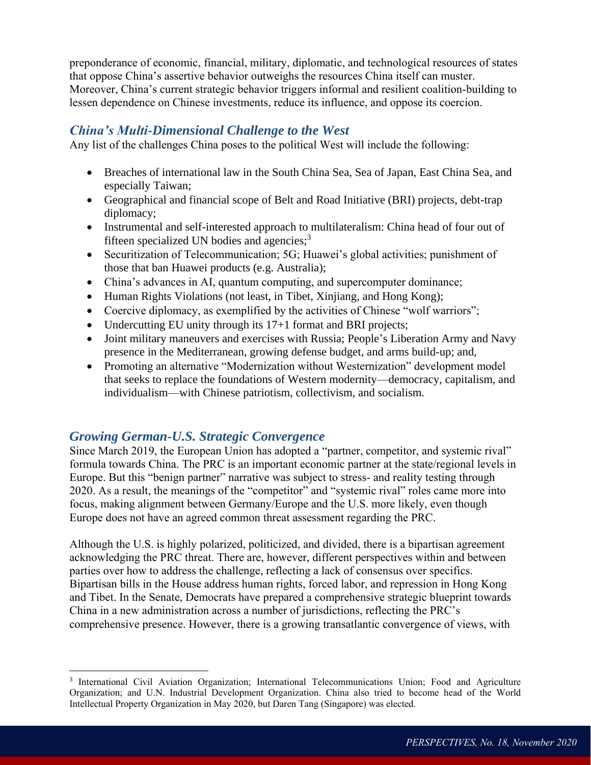preponderance of economic, financial, military, diplomatic, and technological resources of states that oppose China's assertive behavior outweighs the resources China itself can muster. Moreover, China's current strategic behavior triggers informal and resilient coalition-building to lessen dependence on Chinese investments, reduce its influence, and oppose its coercion.

## *China's Multi-Dimensional Challenge to the West*

Any list of the challenges China poses to the political West will include the following:

- Breaches of international law in the South China Sea, Sea of Japan, East China Sea, and especially Taiwan;
- Geographical and financial scope of Belt and Road Initiative (BRI) projects, debt-trap diplomacy;
- Instrumental and self-interested approach to multilateralism: China head of four out of fifteen specialized UN bodies and agencies;[3]
- Securitization of Telecommunication; 5G; Huawei's global activities; punishment of those that ban Huawei products (e.g. Australia);
- China's advances in AI, quantum computing, and supercomputer dominance;
- Human Rights Violations (not least, in Tibet, Xinjiang, and Hong Kong);
- Coercive diplomacy, as exemplified by the activities of Chinese "wolf warriors";
- Undercutting EU unity through its 17+1 format and BRI projects;
- Joint military maneuvers and exercises with Russia; People's Liberation Army and Navy presence in the Mediterranean, growing defense budget, and arms build-up; and,
- Promoting an alternative "Modernization without Westernization" development model that seeks to replace the foundations of Western modernity—democracy, capitalism, and individualism—with Chinese patriotism, collectivism, and socialism.

## *Growing German-U.S. Strategic Convergence*

Since March 2019, the European Union has adopted a "partner, competitor, and systemic rival" formula towards China. The PRC is an important economic partner at the state/regional levels in Europe. But this "benign partner" narrative was subject to stress- and reality testing through 2020. As a result, the meanings of the "competitor" and "systemic rival" roles came more into focus, making alignment between Germany/Europe and the U.S. more likely, even though Europe does not have an agreed common threat assessment regarding the PRC.

Although the U.S. is highly polarized, politicized, and divided, there is a bipartisan agreement acknowledging the PRC threat. There are, however, different perspectives within and between parties over how to address the challenge, reflecting a lack of consensus over specifics. Bipartisan bills in the House address human rights, forced labor, and repression in Hong Kong and Tibet. In the Senate, Democrats have prepared a comprehensive strategic blueprint towards China in a new administration across a number of jurisdictions, reflecting the PRC's comprehensive presence. However, there is a growing transatlantic convergence of views, with

---

[3] International Civil Aviation Organization; International Telecommunications Union; Food and Agriculture Organization; and U.N. Industrial Development Organization. China also tried to become head of the World Intellectual Property Organization in May 2020, but Daren Tang (Singapore) was elected.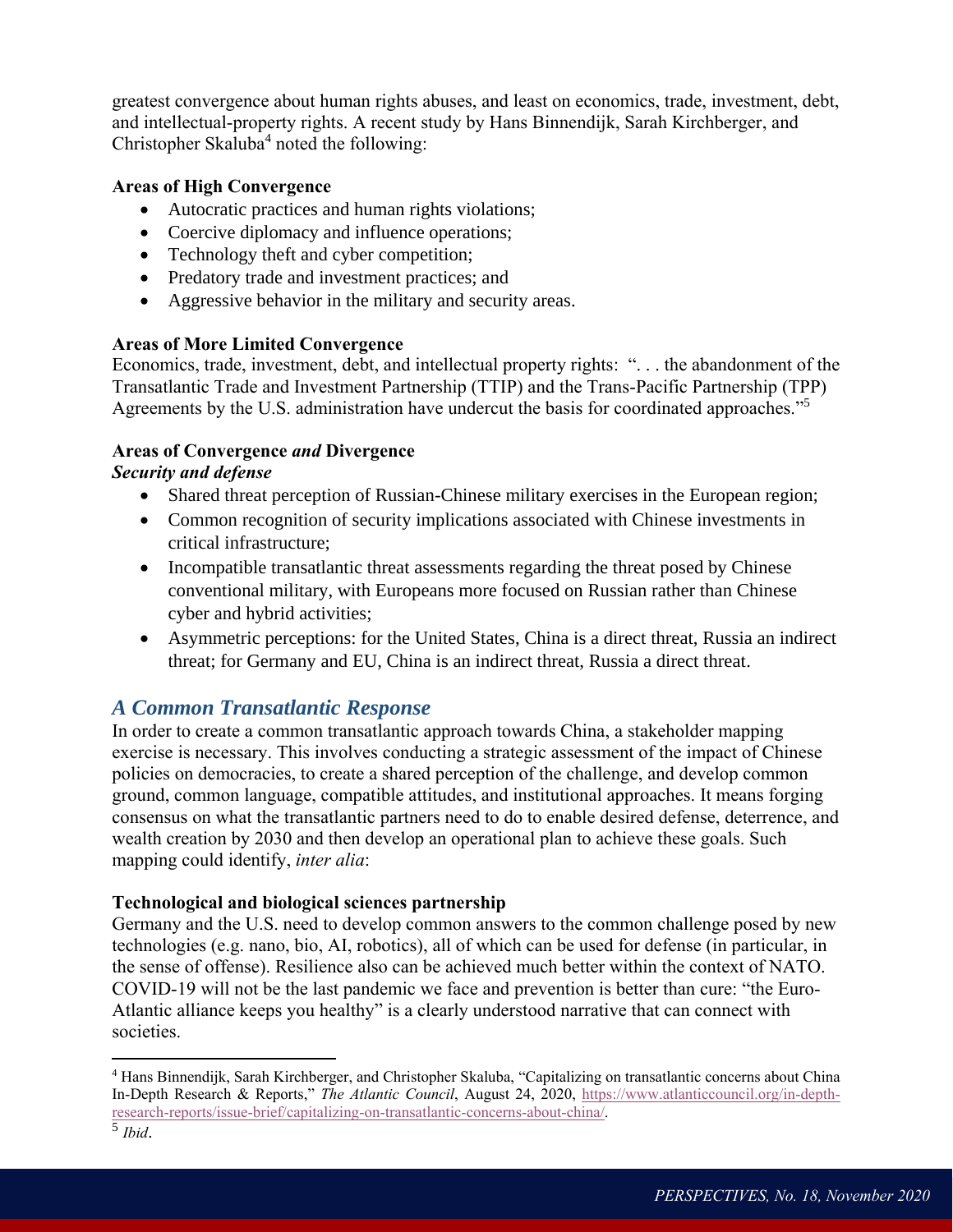greatest convergence about human rights abuses, and least on economics, trade, investment, debt, and intellectual-property rights. A recent study by Hans Binnendijk, Sarah Kirchberger, and Christopher Skaluba[4] noted the following:

**Areas of High Convergence**

- Autocratic practices and human rights violations;
- Coercive diplomacy and influence operations;
- Technology theft and cyber competition;
- Predatory trade and investment practices; and
- Aggressive behavior in the military and security areas.

**Areas of More Limited Convergence**

Economics, trade, investment, debt, and intellectual property rights: ". . . the abandonment of the Transatlantic Trade and Investment Partnership (TTIP) and the Trans-Pacific Partnership (TPP) Agreements by the U.S. administration have undercut the basis for coordinated approaches."[5]

**Areas of Convergence *and* Divergence**

***Security and defense***

- Shared threat perception of Russian-Chinese military exercises in the European region;
- Common recognition of security implications associated with Chinese investments in critical infrastructure;
- Incompatible transatlantic threat assessments regarding the threat posed by Chinese conventional military, with Europeans more focused on Russian rather than Chinese cyber and hybrid activities;
- Asymmetric perceptions: for the United States, China is a direct threat, Russia an indirect threat; for Germany and EU, China is an indirect threat, Russia a direct threat.

## *A Common Transatlantic Response*

In order to create a common transatlantic approach towards China, a stakeholder mapping exercise is necessary. This involves conducting a strategic assessment of the impact of Chinese policies on democracies, to create a shared perception of the challenge, and develop common ground, common language, compatible attitudes, and institutional approaches. It means forging consensus on what the transatlantic partners need to do to enable desired defense, deterrence, and wealth creation by 2030 and then develop an operational plan to achieve these goals. Such mapping could identify, *inter alia*:

**Technological and biological sciences partnership**

Germany and the U.S. need to develop common answers to the common challenge posed by new technologies (e.g. nano, bio, AI, robotics), all of which can be used for defense (in particular, in the sense of offense). Resilience also can be achieved much better within the context of NATO. COVID-19 will not be the last pandemic we face and prevention is better than cure: "the Euro-Atlantic alliance keeps you healthy" is a clearly understood narrative that can connect with societies.

---

[4] Hans Binnendijk, Sarah Kirchberger, and Christopher Skaluba, "Capitalizing on transatlantic concerns about China In-Depth Research & Reports," *The Atlantic Council*, August 24, 2020, https://www.atlanticcouncil.org/in-depth-research-reports/issue-brief/capitalizing-on-transatlantic-concerns-about-china/.

[5] *Ibid*.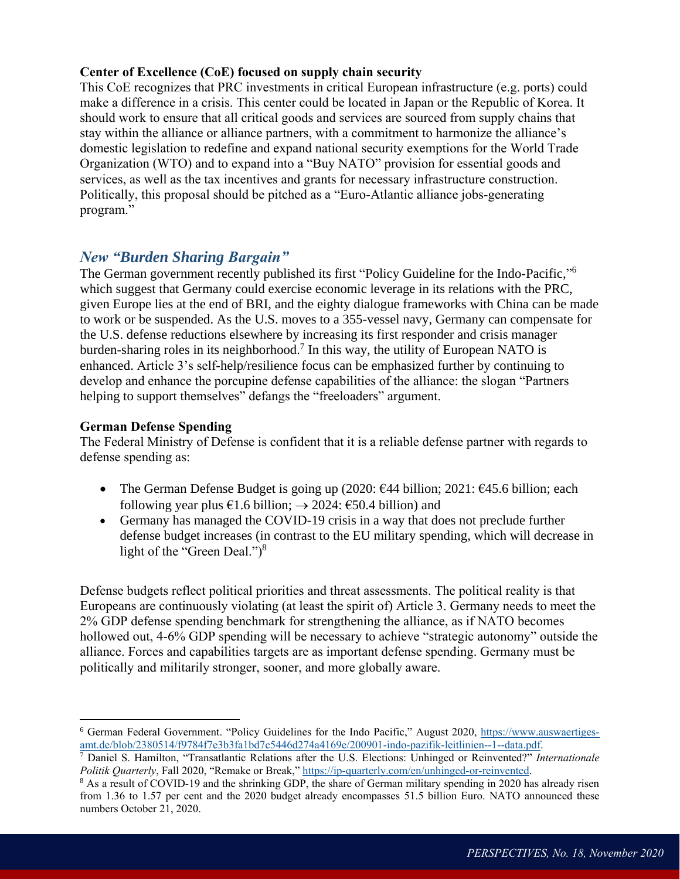**Center of Excellence (CoE) focused on supply chain security**

This CoE recognizes that PRC investments in critical European infrastructure (e.g. ports) could make a difference in a crisis. This center could be located in Japan or the Republic of Korea. It should work to ensure that all critical goods and services are sourced from supply chains that stay within the alliance or alliance partners, with a commitment to harmonize the alliance's domestic legislation to redefine and expand national security exemptions for the World Trade Organization (WTO) and to expand into a "Buy NATO" provision for essential goods and services, as well as the tax incentives and grants for necessary infrastructure construction. Politically, this proposal should be pitched as a "Euro-Atlantic alliance jobs-generating program."

## *New "Burden Sharing Bargain"*

The German government recently published its first "Policy Guideline for the Indo-Pacific,"[6] which suggest that Germany could exercise economic leverage in its relations with the PRC, given Europe lies at the end of BRI, and the eighty dialogue frameworks with China can be made to work or be suspended. As the U.S. moves to a 355-vessel navy, Germany can compensate for the U.S. defense reductions elsewhere by increasing its first responder and crisis manager burden-sharing roles in its neighborhood.[7] In this way, the utility of European NATO is enhanced. Article 3's self-help/resilience focus can be emphasized further by continuing to develop and enhance the porcupine defense capabilities of the alliance: the slogan "Partners helping to support themselves" defangs the "freeloaders" argument.

**German Defense Spending**

The Federal Ministry of Defense is confident that it is a reliable defense partner with regards to defense spending as:

- The German Defense Budget is going up (2020: €44 billion; 2021: €45.6 billion; each following year plus €1.6 billion; → 2024: €50.4 billion) and
- Germany has managed the COVID-19 crisis in a way that does not preclude further defense budget increases (in contrast to the EU military spending, which will decrease in light of the "Green Deal.")[8]

Defense budgets reflect political priorities and threat assessments. The political reality is that Europeans are continuously violating (at least the spirit of) Article 3. Germany needs to meet the 2% GDP defense spending benchmark for strengthening the alliance, as if NATO becomes hollowed out, 4-6% GDP spending will be necessary to achieve "strategic autonomy" outside the alliance. Forces and capabilities targets are as important defense spending. Germany must be politically and militarily stronger, sooner, and more globally aware.

---

[6] German Federal Government. "Policy Guidelines for the Indo Pacific," August 2020, https://www.auswaertiges-amt.de/blob/2380514/f9784f7e3b3fa1bd7c5446d274a4169e/200901-indo-pazifik-leitlinien--1--data.pdf.

[7] Daniel S. Hamilton, "Transatlantic Relations after the U.S. Elections: Unhinged or Reinvented?" *Internationale Politik Quarterly*, Fall 2020, "Remake or Break," https://ip-quarterly.com/en/unhinged-or-reinvented.

[8] As a result of COVID-19 and the shrinking GDP, the share of German military spending in 2020 has already risen from 1.36 to 1.57 per cent and the 2020 budget already encompasses 51.5 billion Euro. NATO announced these numbers October 21, 2020.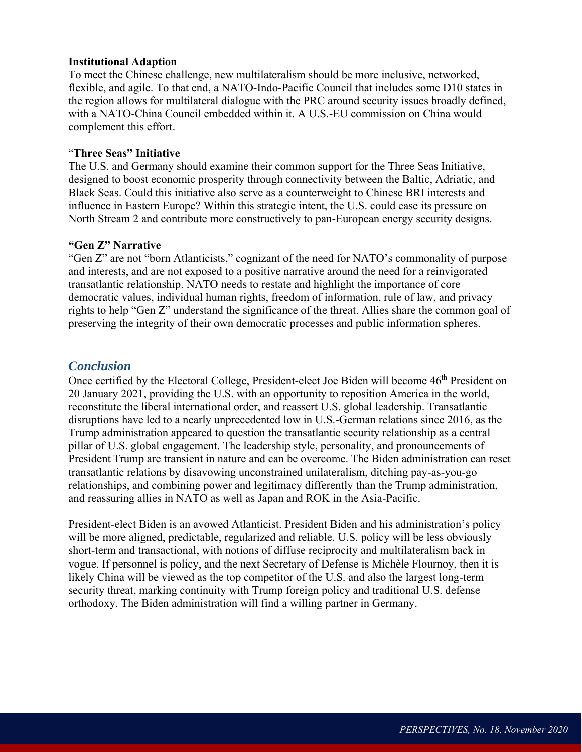**Institutional Adaption**

To meet the Chinese challenge, new multilateralism should be more inclusive, networked, flexible, and agile. To that end, a NATO-Indo-Pacific Council that includes some D10 states in the region allows for multilateral dialogue with the PRC around security issues broadly defined, with a NATO-China Council embedded within it. A U.S.-EU commission on China would complement this effort.

"**Three Seas" Initiative**

The U.S. and Germany should examine their common support for the Three Seas Initiative, designed to boost economic prosperity through connectivity between the Baltic, Adriatic, and Black Seas. Could this initiative also serve as a counterweight to Chinese BRI interests and influence in Eastern Europe? Within this strategic intent, the U.S. could ease its pressure on North Stream 2 and contribute more constructively to pan-European energy security designs.

**"Gen Z" Narrative**

"Gen Z" are not "born Atlanticists," cognizant of the need for NATO's commonality of purpose and interests, and are not exposed to a positive narrative around the need for a reinvigorated transatlantic relationship. NATO needs to restate and highlight the importance of core democratic values, individual human rights, freedom of information, rule of law, and privacy rights to help "Gen Z" understand the significance of the threat. Allies share the common goal of preserving the integrity of their own democratic processes and public information spheres.

## *Conclusion*

Once certified by the Electoral College, President-elect Joe Biden will become 46th President on 20 January 2021, providing the U.S. with an opportunity to reposition America in the world, reconstitute the liberal international order, and reassert U.S. global leadership. Transatlantic disruptions have led to a nearly unprecedented low in U.S.-German relations since 2016, as the Trump administration appeared to question the transatlantic security relationship as a central pillar of U.S. global engagement. The leadership style, personality, and pronouncements of President Trump are transient in nature and can be overcome. The Biden administration can reset transatlantic relations by disavowing unconstrained unilateralism, ditching pay-as-you-go relationships, and combining power and legitimacy differently than the Trump administration, and reassuring allies in NATO as well as Japan and ROK in the Asia-Pacific.

President-elect Biden is an avowed Atlanticist. President Biden and his administration's policy will be more aligned, predictable, regularized and reliable. U.S. policy will be less obviously short-term and transactional, with notions of diffuse reciprocity and multilateralism back in vogue. If personnel is policy, and the next Secretary of Defense is Michèle Flournoy, then it is likely China will be viewed as the top competitor of the U.S. and also the largest long-term security threat, marking continuity with Trump foreign policy and traditional U.S. defense orthodoxy. The Biden administration will find a willing partner in Germany.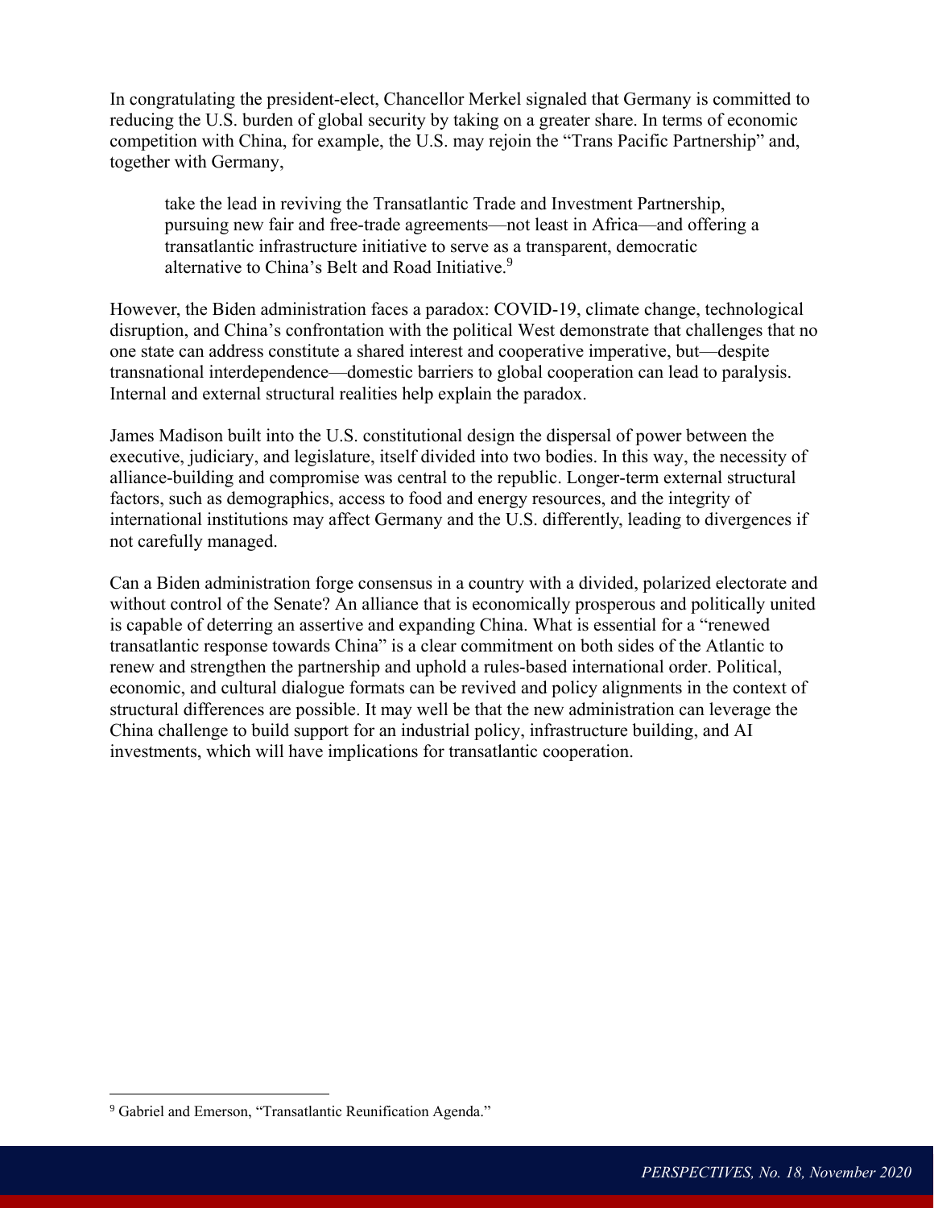In congratulating the president-elect, Chancellor Merkel signaled that Germany is committed to reducing the U.S. burden of global security by taking on a greater share. In terms of economic competition with China, for example, the U.S. may rejoin the "Trans Pacific Partnership" and, together with Germany,

> take the lead in reviving the Transatlantic Trade and Investment Partnership, pursuing new fair and free-trade agreements—not least in Africa—and offering a transatlantic infrastructure initiative to serve as a transparent, democratic alternative to China's Belt and Road Initiative.[9]

However, the Biden administration faces a paradox: COVID-19, climate change, technological disruption, and China's confrontation with the political West demonstrate that challenges that no one state can address constitute a shared interest and cooperative imperative, but—despite transnational interdependence—domestic barriers to global cooperation can lead to paralysis. Internal and external structural realities help explain the paradox.

James Madison built into the U.S. constitutional design the dispersal of power between the executive, judiciary, and legislature, itself divided into two bodies. In this way, the necessity of alliance-building and compromise was central to the republic. Longer-term external structural factors, such as demographics, access to food and energy resources, and the integrity of international institutions may affect Germany and the U.S. differently, leading to divergences if not carefully managed.

Can a Biden administration forge consensus in a country with a divided, polarized electorate and without control of the Senate? An alliance that is economically prosperous and politically united is capable of deterring an assertive and expanding China. What is essential for a "renewed transatlantic response towards China" is a clear commitment on both sides of the Atlantic to renew and strengthen the partnership and uphold a rules-based international order. Political, economic, and cultural dialogue formats can be revived and policy alignments in the context of structural differences are possible. It may well be that the new administration can leverage the China challenge to build support for an industrial policy, infrastructure building, and AI investments, which will have implications for transatlantic cooperation.

---

[9] Gabriel and Emerson, "Transatlantic Reunification Agenda."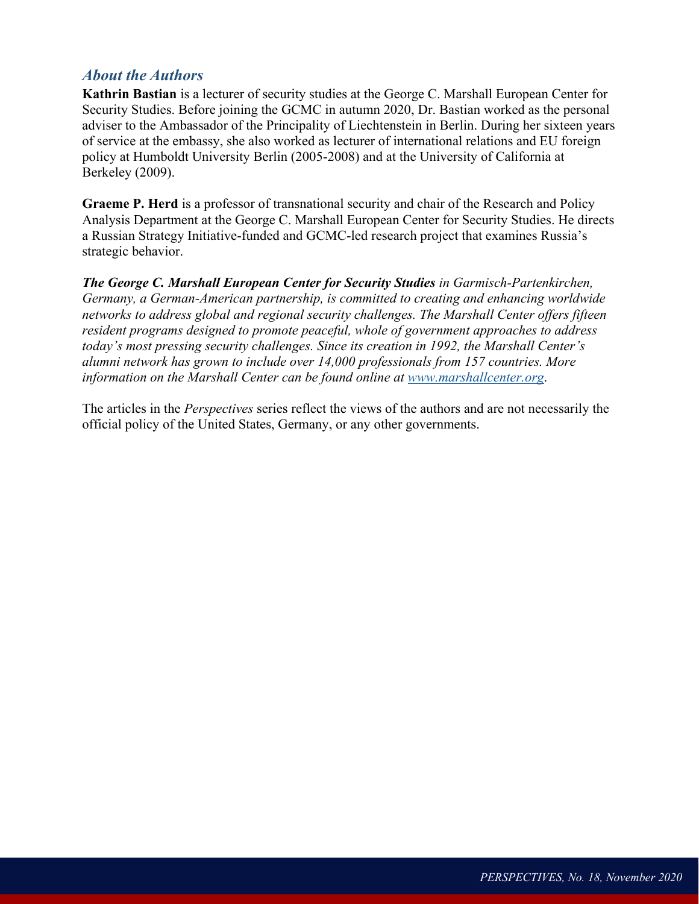## *About the Authors*

**Kathrin Bastian** is a lecturer of security studies at the George C. Marshall European Center for Security Studies. Before joining the GCMC in autumn 2020, Dr. Bastian worked as the personal adviser to the Ambassador of the Principality of Liechtenstein in Berlin. During her sixteen years of service at the embassy, she also worked as lecturer of international relations and EU foreign policy at Humboldt University Berlin (2005-2008) and at the University of California at Berkeley (2009).

**Graeme P. Herd** is a professor of transnational security and chair of the Research and Policy Analysis Department at the George C. Marshall European Center for Security Studies. He directs a Russian Strategy Initiative-funded and GCMC-led research project that examines Russia's strategic behavior.

***The George C. Marshall European Center for Security Studies*** *in Garmisch-Partenkirchen, Germany, a German-American partnership, is committed to creating and enhancing worldwide networks to address global and regional security challenges. The Marshall Center offers fifteen resident programs designed to promote peaceful, whole of government approaches to address today's most pressing security challenges. Since its creation in 1992, the Marshall Center's alumni network has grown to include over 14,000 professionals from 157 countries. More information on the Marshall Center can be found online at [www.marshallcenter.org](http://www.marshallcenter.org).*

The articles in the *Perspectives* series reflect the views of the authors and are not necessarily the official policy of the United States, Germany, or any other governments.